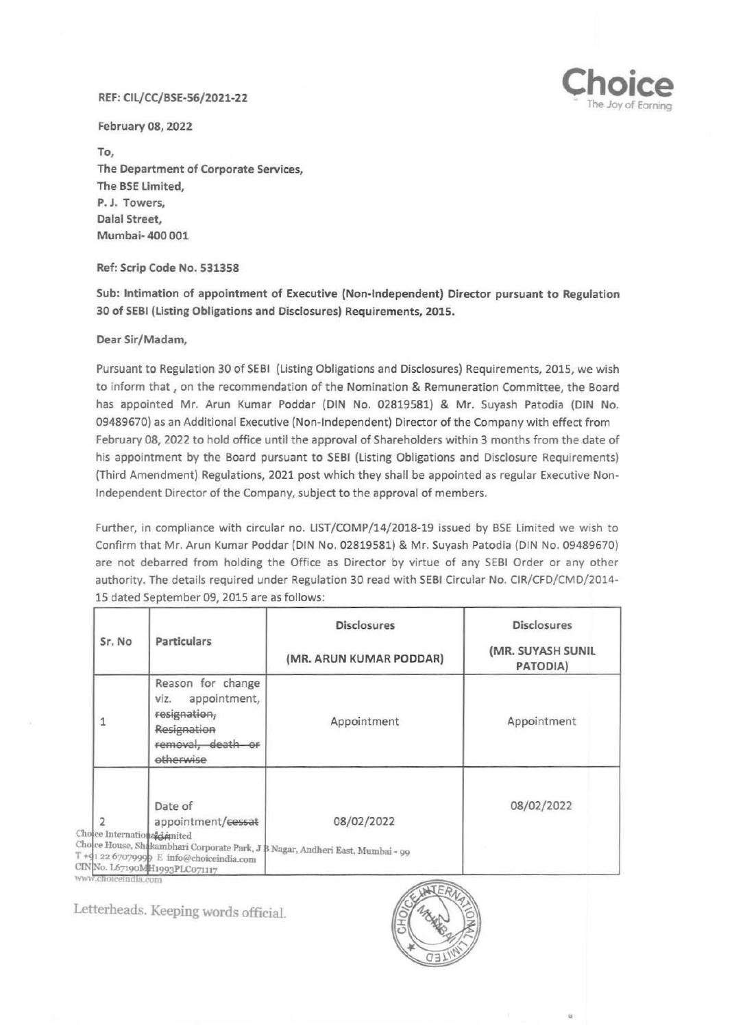REF: CIL/CC/BSE-56/2021-22

**February 08, 2022**

**To,**
**The Department of Corporate Services,**
**The BSE Limited,**
**P. J. Towers,**
**Dalal Street,**
**Mumbai- 400 001**

**Ref: Scrip Code No. 531358**

**Sub: Intimation of appointment of Executive (Non-Independent) Director pursuant to Regulation 30 of SEBI (Listing Obligations and Disclosures) Requirements, 2015.**

Dear Sir/Madam,

Pursuant to Regulation 30 of SEBI (Listing Obligations and Disclosures) Requirements, 2015, we wish to inform that , on the recommendation of the Nomination & Remuneration Committee, the Board has appointed Mr. Arun Kumar Poddar (DIN No. 02819581) & Mr. Suyash Patodia (DIN No. 09489670) as an Additional Executive (Non-Independent) Director of the Company with effect from February 08, 2022 to hold office until the approval of Shareholders within 3 months from the date of his appointment by the Board pursuant to SEBI (Listing Obligations and Disclosure Requirements) (Third Amendment) Regulations, 2021 post which they shall be appointed as regular Executive Non-Independent Director of the Company, subject to the approval of members.

Further, in compliance with circular no. LIST/COMP/14/2018-19 issued by BSE Limited we wish to Confirm that Mr. Arun Kumar Poddar (DIN No. 02819581) & Mr. Suyash Patodia (DIN No. 09489670) are not debarred from holding the Office as Director by virtue of any SEBI Order or any other authority. The details required under Regulation 30 read with SEBI Circular No. CIR/CFD/CMD/2014-15 dated September 09, 2015 are as follows:

| Sr. No | Particulars | Disclosures (MR. ARUN KUMAR PODDAR) | Disclosures (MR. SUYASH SUNIL PATODIA) |
|---|---|---|---|
| 1 | Reason for change viz. appointment, ~~resignation, Resignation removal, death or otherwise~~ | Appointment | Appointment |
| 2 | Date of appointment/~~cessat~~ | 08/02/2022 | 08/02/2022 |

Choice International Limited
Choice House, Shakambhari Corporate Park, J B Nagar, Andheri East, Mumbai - 99
T +91 22 67079999 E info@choiceindia.com
CIN No. L67190MH1993PLC071117
www.choiceindia.com

Letterheads. Keeping words official.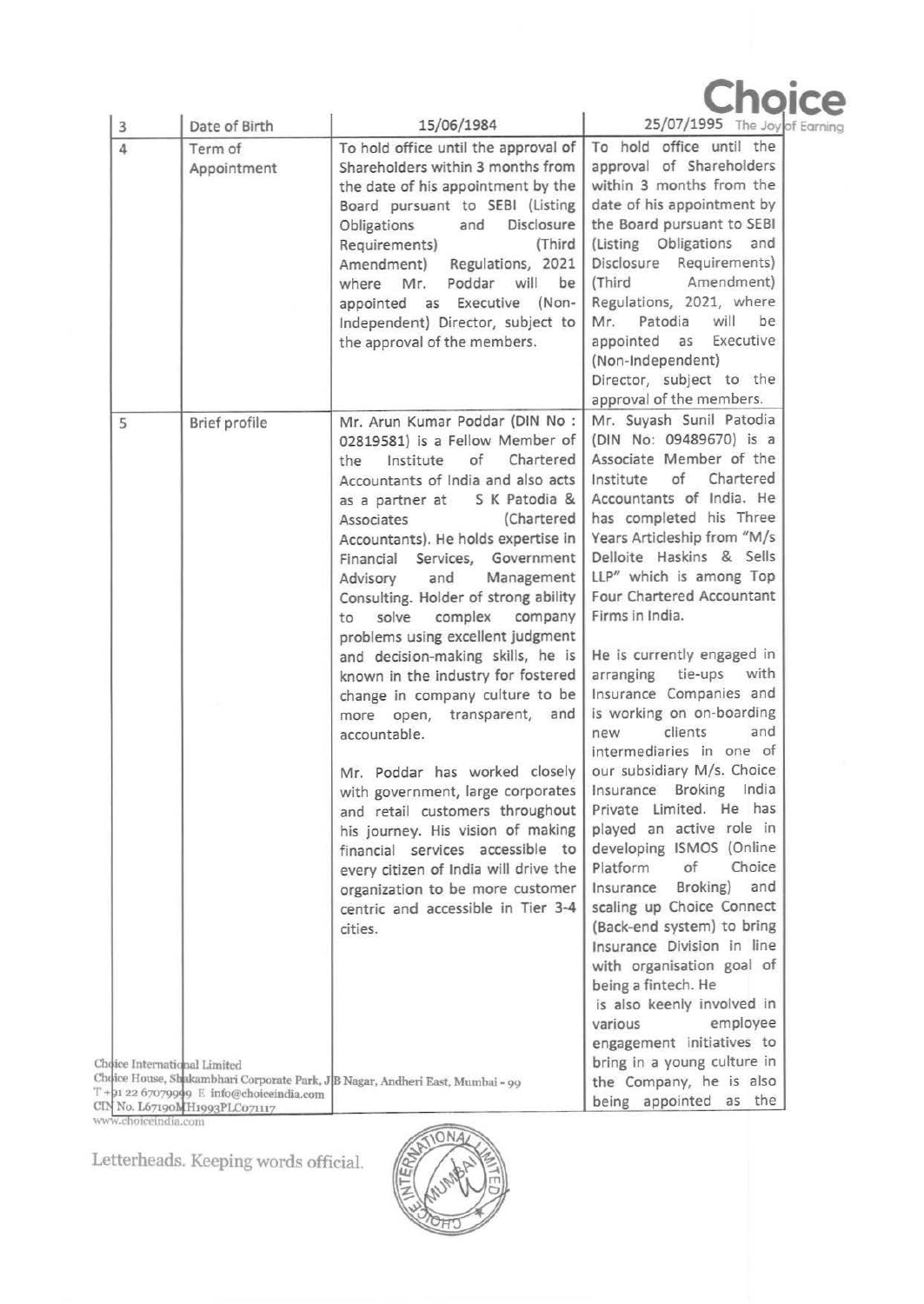| 3 | Date of Birth | 15/06/1984 | 25/07/1995 |
|---|---|---|---|
| 4 | Term of Appointment | To hold office until the approval of Shareholders within 3 months from the date of his appointment by the Board pursuant to SEBI (Listing Obligations and Disclosure Requirements) (Third Amendment) Regulations, 2021 where Mr. Poddar will be appointed as Executive (Non-Independent) Director, subject to the approval of the members. | To hold office until the approval of Shareholders within 3 months from the date of his appointment by the Board pursuant to SEBI (Listing Obligations and Disclosure Requirements) (Third Amendment) Regulations, 2021, where Mr. Patodia will be appointed as Executive (Non-Independent) Director, subject to the approval of the members. |
| 5 | Brief profile | Mr. Arun Kumar Poddar (DIN No : 02819581) is a Fellow Member of the Institute of Chartered Accountants of India and also acts as a partner at S K Patodia & Associates (Chartered Accountants). He holds expertise in Financial Services, Government Advisory and Management Consulting. Holder of strong ability to solve complex company problems using excellent judgment and decision-making skills, he is known in the industry for fostered change in company culture to be more open, transparent, and accountable.<br><br>Mr. Poddar has worked closely with government, large corporates and retail customers throughout his journey. His vision of making financial services accessible to every citizen of India will drive the organization to be more customer centric and accessible in Tier 3-4 cities. | Mr. Suyash Sunil Patodia (DIN No: 09489670) is a Associate Member of the Institute of Chartered Accountants of India. He has completed his Three Years Articleship from "M/s Delloite Haskins & Sells LLP" which is among Top Four Chartered Accountant Firms in India.<br><br>He is currently engaged in arranging tie-ups with Insurance Companies and is working on on-boarding new clients and intermediaries in one of our subsidiary M/s. Choice Insurance Broking India Private Limited. He has played an active role in developing ISMOS (Online Platform of Choice Insurance Broking) and scaling up Choice Connect (Back-end system) to bring Insurance Division in line with organisation goal of being a fintech. He is also keenly involved in various employee engagement initiatives to bring in a young culture in the Company, he is also being appointed as the |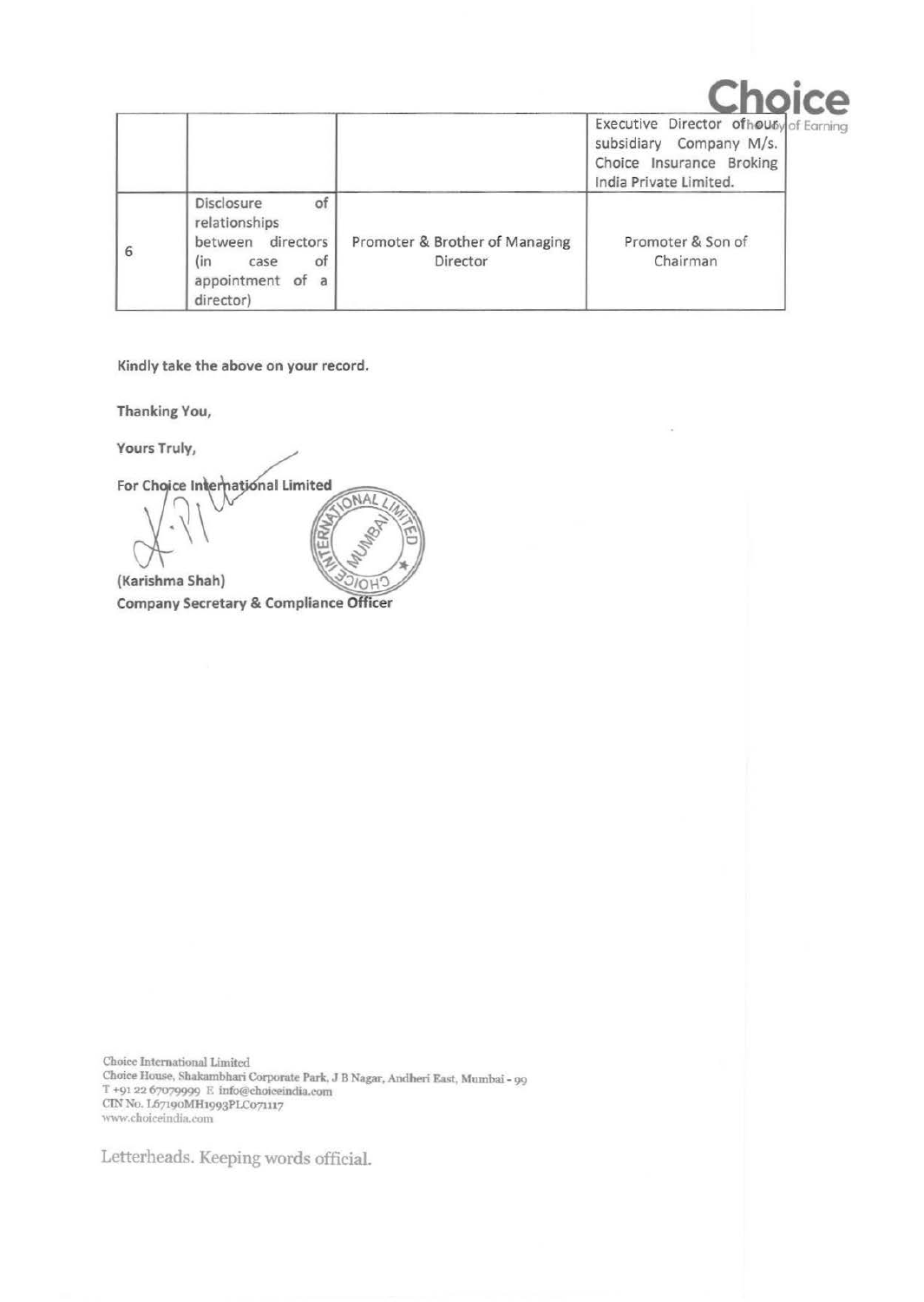| | | | |
|---|---|---|---|
| | | | Executive Director of our subsidiary Company M/s. Choice Insurance Broking India Private Limited. |
| 6 | Disclosure of relationships between directors (in case of appointment of a director) | Promoter & Brother of Managing Director | Promoter & Son of Chairman |

**Kindly take the above on your record.**

**Thanking You,**

**Yours Truly,**

**For Choice International Limited**

**(Karishma Shah)**
**Company Secretary & Compliance Officer**

Choice International Limited
Choice House, Shakambhari Corporate Park, J B Nagar, Andheri East, Mumbai - 99
T +91 22 67079999 E info@choiceindia.com
CIN No. L67190MH1993PLC071117
www.choiceindia.com

Letterheads. Keeping words official.